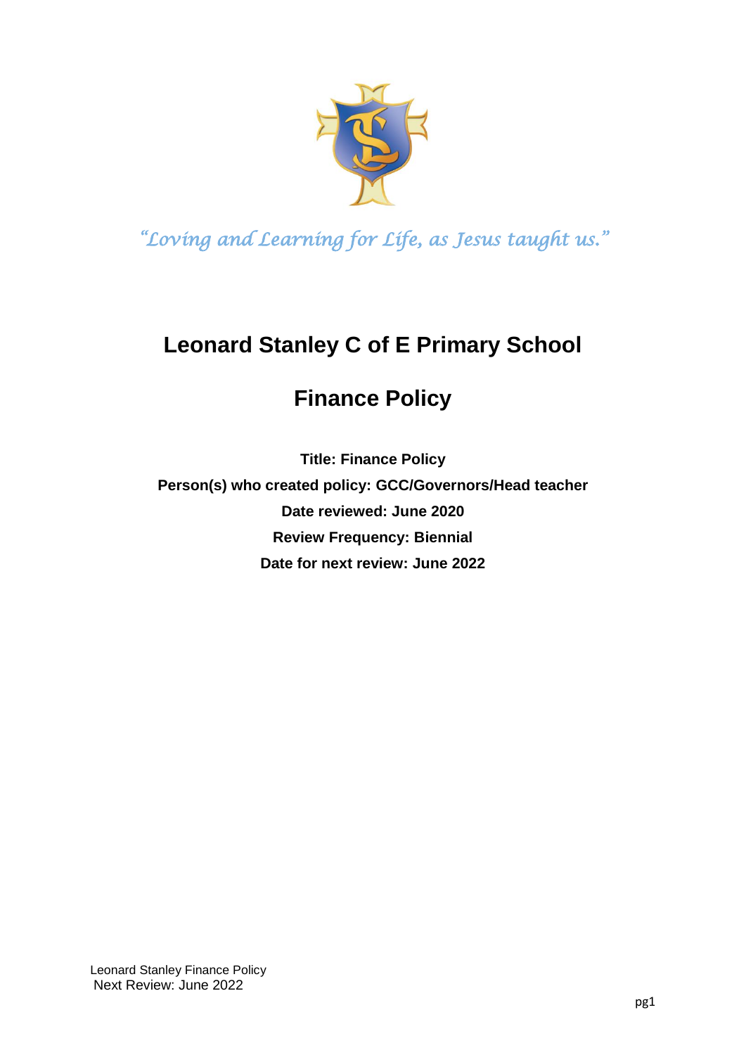*"Loving and Learning for Life, as Jesus taught us."*

# Leonard Stanley C of E Primary School

## Finance Policy

**Title: Finance Policy**

**Person(s) who created policy: GCC/Governors/Head teacher**

**Date reviewed: June 2020**

**Review Frequency: Biennial**

**Date for next review: June 2022**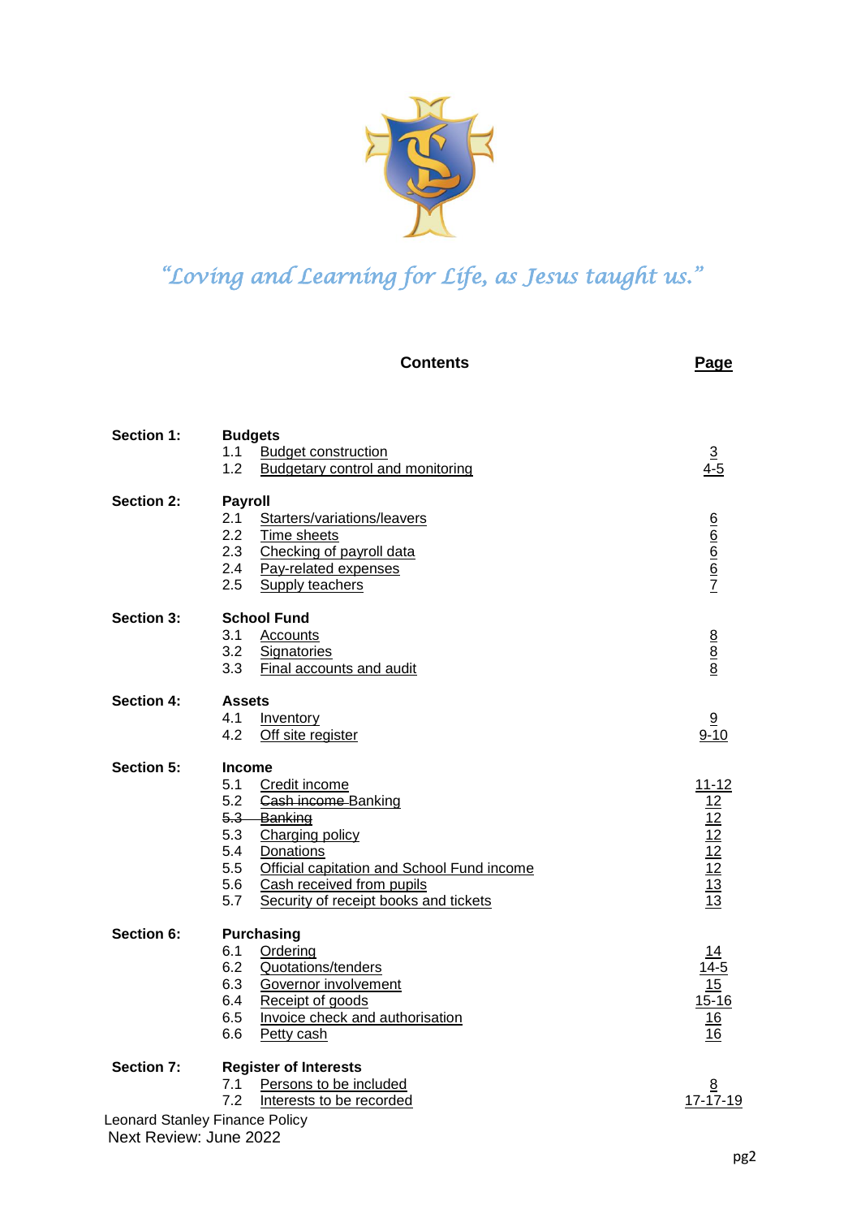*"Loving and Learning for Life, as Jesus taught us."*

| | **Contents** | **Page** |
|---|---|---|
| **Section 1:** | **Budgets** | |
| | 1.1 Budget construction | 3 |
| | 1.2 Budgetary control and monitoring | 4-5 |
| **Section 2:** | **Payroll** | |
| | 2.1 Starters/variations/leavers | 6 |
| | 2.2 Time sheets | 6 |
| | 2.3 Checking of payroll data | 6 |
| | 2.4 Pay-related expenses | 6 |
| | 2.5 Supply teachers | 7 |
| **Section 3:** | **School Fund** | |
| | 3.1 Accounts | 8 |
| | 3.2 Signatories | 8 |
| | 3.3 Final accounts and audit | 8 |
| **Section 4:** | **Assets** | |
| | 4.1 Inventory | 9 |
| | 4.2 Off site register | 9-10 |
| **Section 5:** | **Income** | |
| | 5.1 Credit income | 11-12 |
| | 5.2 ~~Cash income~~ Banking | 12 |
| | ~~5.3 Banking~~ | 12 |
| | 5.3 Charging policy | 12 |
| | 5.4 Donations | 12 |
| | 5.5 Official capitation and School Fund income | 12 |
| | 5.6 Cash received from pupils | 13 |
| | 5.7 Security of receipt books and tickets | 13 |
| **Section 6:** | **Purchasing** | |
| | 6.1 Ordering | 14 |
| | 6.2 Quotations/tenders | 14-5 |
| | 6.3 Governor involvement | 15 |
| | 6.4 Receipt of goods | 15-16 |
| | 6.5 Invoice check and authorisation | 16 |
| | 6.6 Petty cash | 16 |
| **Section 7:** | **Register of Interests** | |
| | 7.1 Persons to be included | 8 |
| | 7.2 Interests to be recorded | 17-17-19 |

Leonard Stanley Finance Policy
Next Review: June 2022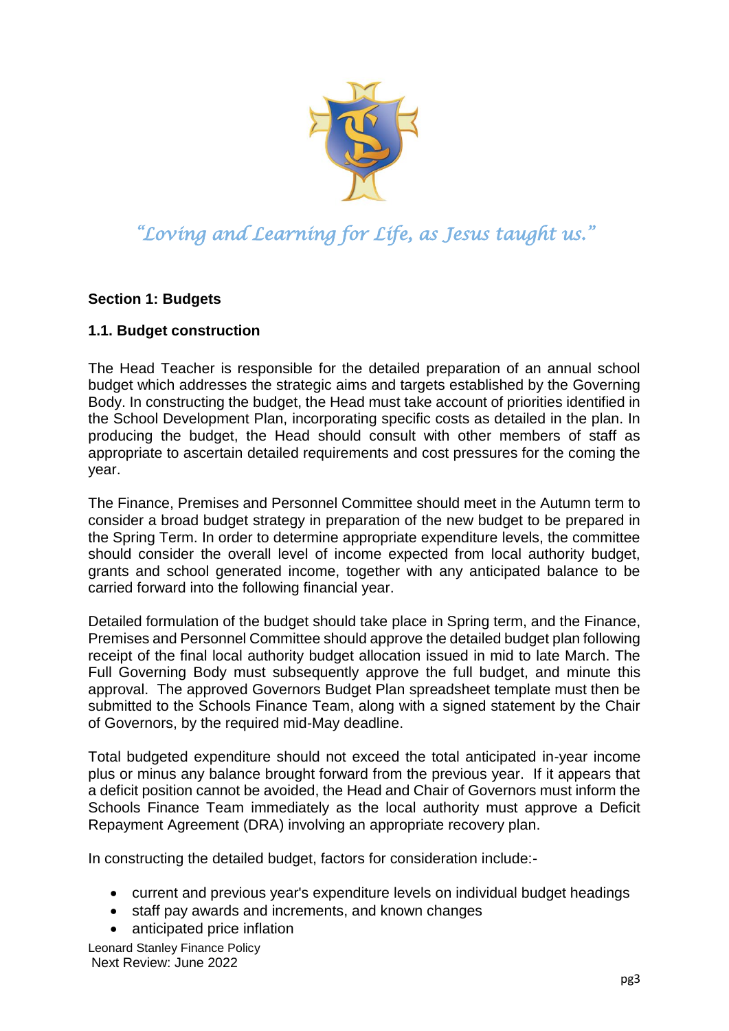*"Loving and Learning for Life, as Jesus taught us."*

**Section 1: Budgets**

**1.1. Budget construction**

The Head Teacher is responsible for the detailed preparation of an annual school budget which addresses the strategic aims and targets established by the Governing Body. In constructing the budget, the Head must take account of priorities identified in the School Development Plan, incorporating specific costs as detailed in the plan. In producing the budget, the Head should consult with other members of staff as appropriate to ascertain detailed requirements and cost pressures for the coming the year.

The Finance, Premises and Personnel Committee should meet in the Autumn term to consider a broad budget strategy in preparation of the new budget to be prepared in the Spring Term. In order to determine appropriate expenditure levels, the committee should consider the overall level of income expected from local authority budget, grants and school generated income, together with any anticipated balance to be carried forward into the following financial year.

Detailed formulation of the budget should take place in Spring term, and the Finance, Premises and Personnel Committee should approve the detailed budget plan following receipt of the final local authority budget allocation issued in mid to late March. The Full Governing Body must subsequently approve the full budget, and minute this approval. The approved Governors Budget Plan spreadsheet template must then be submitted to the Schools Finance Team, along with a signed statement by the Chair of Governors, by the required mid-May deadline.

Total budgeted expenditure should not exceed the total anticipated in-year income plus or minus any balance brought forward from the previous year. If it appears that a deficit position cannot be avoided, the Head and Chair of Governors must inform the Schools Finance Team immediately as the local authority must approve a Deficit Repayment Agreement (DRA) involving an appropriate recovery plan.

In constructing the detailed budget, factors for consideration include:-

- current and previous year's expenditure levels on individual budget headings
- staff pay awards and increments, and known changes
- anticipated price inflation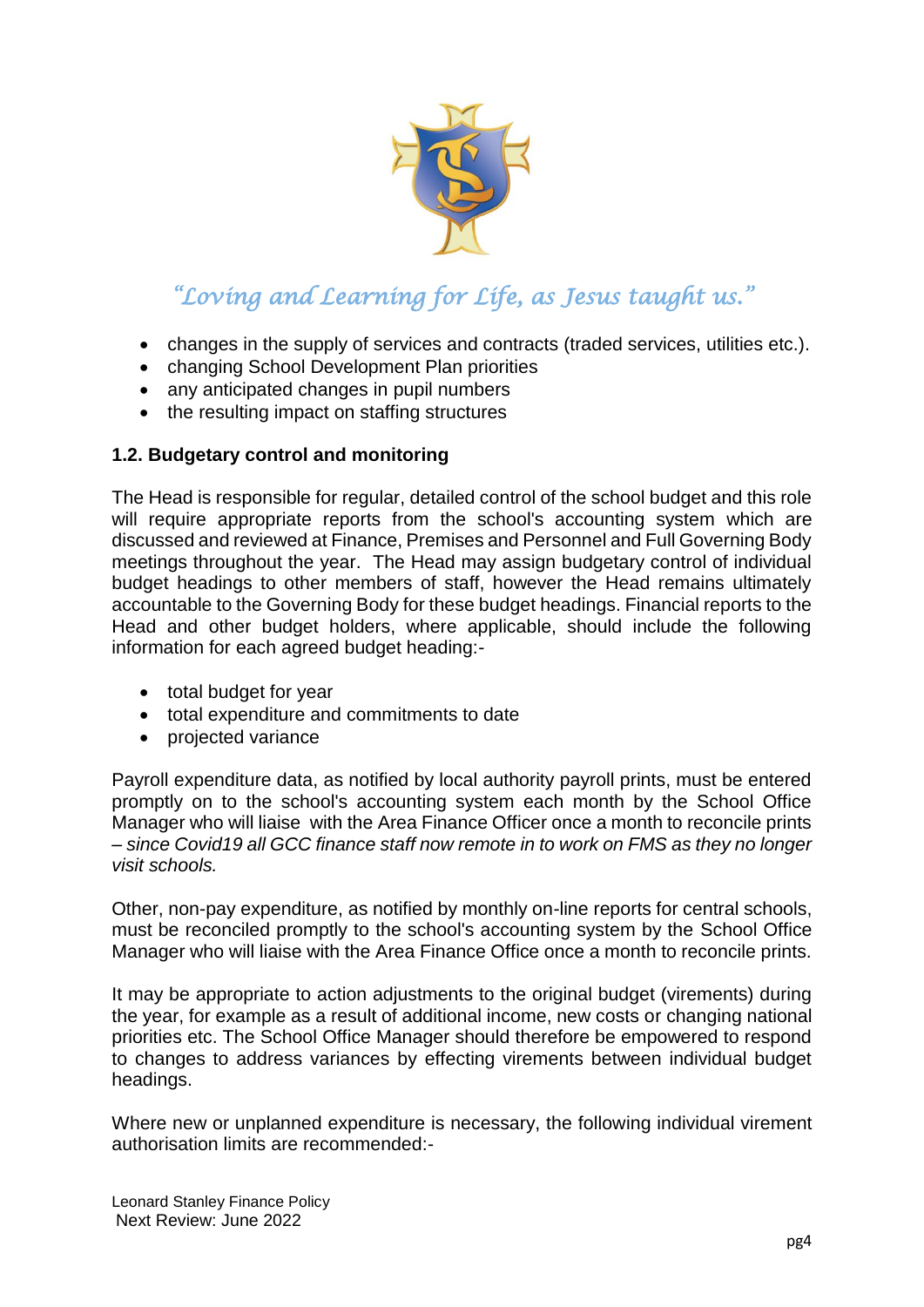- changes in the supply of services and contracts (traded services, utilities etc.).
- changing School Development Plan priorities
- any anticipated changes in pupil numbers
- the resulting impact on staffing structures

**1.2. Budgetary control and monitoring**

The Head is responsible for regular, detailed control of the school budget and this role will require appropriate reports from the school's accounting system which are discussed and reviewed at Finance, Premises and Personnel and Full Governing Body meetings throughout the year. The Head may assign budgetary control of individual budget headings to other members of staff, however the Head remains ultimately accountable to the Governing Body for these budget headings. Financial reports to the Head and other budget holders, where applicable, should include the following information for each agreed budget heading:-

- total budget for year
- total expenditure and commitments to date
- projected variance

Payroll expenditure data, as notified by local authority payroll prints, must be entered promptly on to the school's accounting system each month by the School Office Manager who will liaise with the Area Finance Officer once a month to reconcile prints – *since Covid19 all GCC finance staff now remote in to work on FMS as they no longer visit schools.*

Other, non-pay expenditure, as notified by monthly on-line reports for central schools, must be reconciled promptly to the school's accounting system by the School Office Manager who will liaise with the Area Finance Office once a month to reconcile prints.

It may be appropriate to action adjustments to the original budget (virements) during the year, for example as a result of additional income, new costs or changing national priorities etc. The School Office Manager should therefore be empowered to respond to changes to address variances by effecting virements between individual budget headings.

Where new or unplanned expenditure is necessary, the following individual virement authorisation limits are recommended:-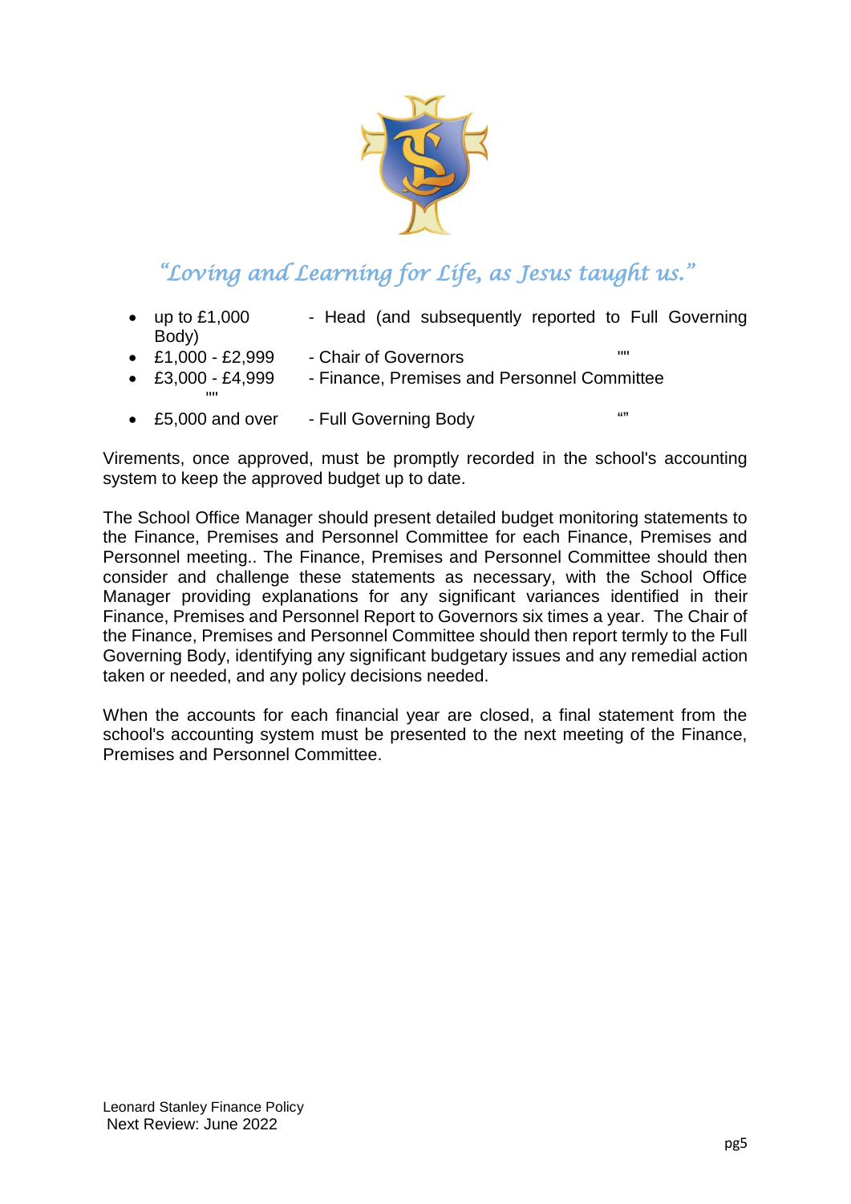*"Loving and Learning for Life, as Jesus taught us."*

- up to £1,000 - Head (and subsequently reported to Full Governing Body)
- £1,000 - £2,999 - Chair of Governors ""
- £3,000 - £4,999 - Finance, Premises and Personnel Committee ""
- £5,000 and over - Full Governing Body ""

Virements, once approved, must be promptly recorded in the school's accounting system to keep the approved budget up to date.

The School Office Manager should present detailed budget monitoring statements to the Finance, Premises and Personnel Committee for each Finance, Premises and Personnel meeting.. The Finance, Premises and Personnel Committee should then consider and challenge these statements as necessary, with the School Office Manager providing explanations for any significant variances identified in their Finance, Premises and Personnel Report to Governors six times a year. The Chair of the Finance, Premises and Personnel Committee should then report termly to the Full Governing Body, identifying any significant budgetary issues and any remedial action taken or needed, and any policy decisions needed.

When the accounts for each financial year are closed, a final statement from the school's accounting system must be presented to the next meeting of the Finance, Premises and Personnel Committee.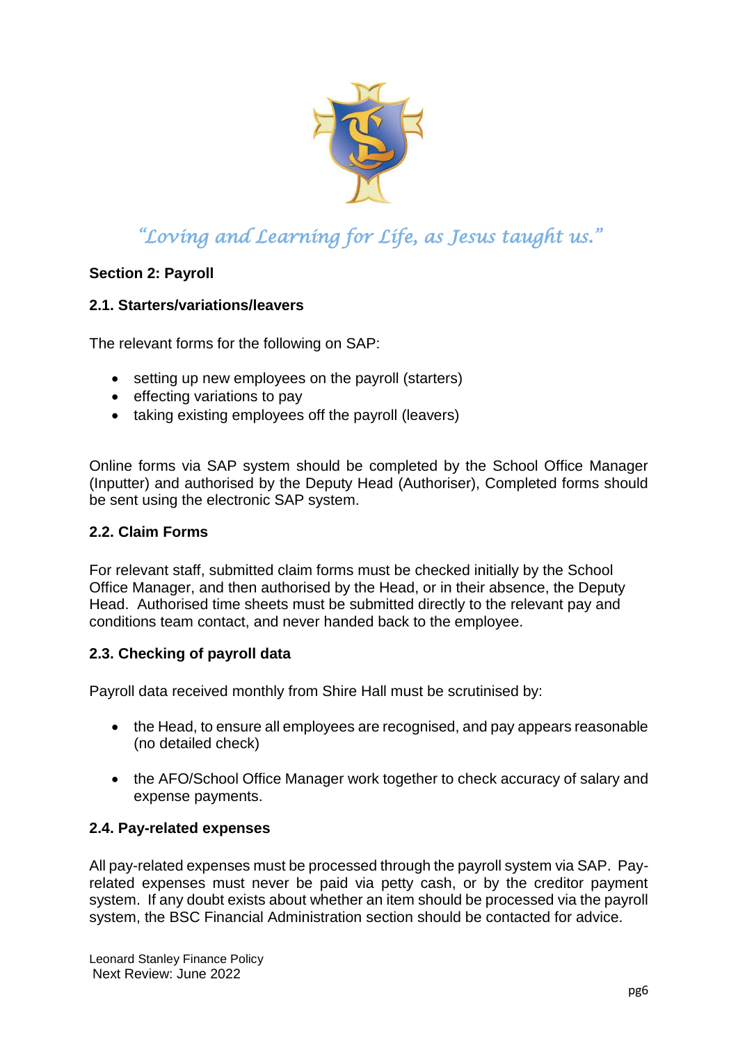*"Loving and Learning for Life, as Jesus taught us."*

**Section 2: Payroll**

**2.1. Starters/variations/leavers**

The relevant forms for the following on SAP:

- setting up new employees on the payroll (starters)
- effecting variations to pay
- taking existing employees off the payroll (leavers)

Online forms via SAP system should be completed by the School Office Manager (Inputter) and authorised by the Deputy Head (Authoriser), Completed forms should be sent using the electronic SAP system.

**2.2. Claim Forms**

For relevant staff, submitted claim forms must be checked initially by the School Office Manager, and then authorised by the Head, or in their absence, the Deputy Head. Authorised time sheets must be submitted directly to the relevant pay and conditions team contact, and never handed back to the employee.

**2.3. Checking of payroll data**

Payroll data received monthly from Shire Hall must be scrutinised by:

- the Head, to ensure all employees are recognised, and pay appears reasonable (no detailed check)
- the AFO/School Office Manager work together to check accuracy of salary and expense payments.

**2.4. Pay-related expenses**

All pay-related expenses must be processed through the payroll system via SAP. Pay-related expenses must never be paid via petty cash, or by the creditor payment system. If any doubt exists about whether an item should be processed via the payroll system, the BSC Financial Administration section should be contacted for advice.

Leonard Stanley Finance Policy
Next Review: June 2022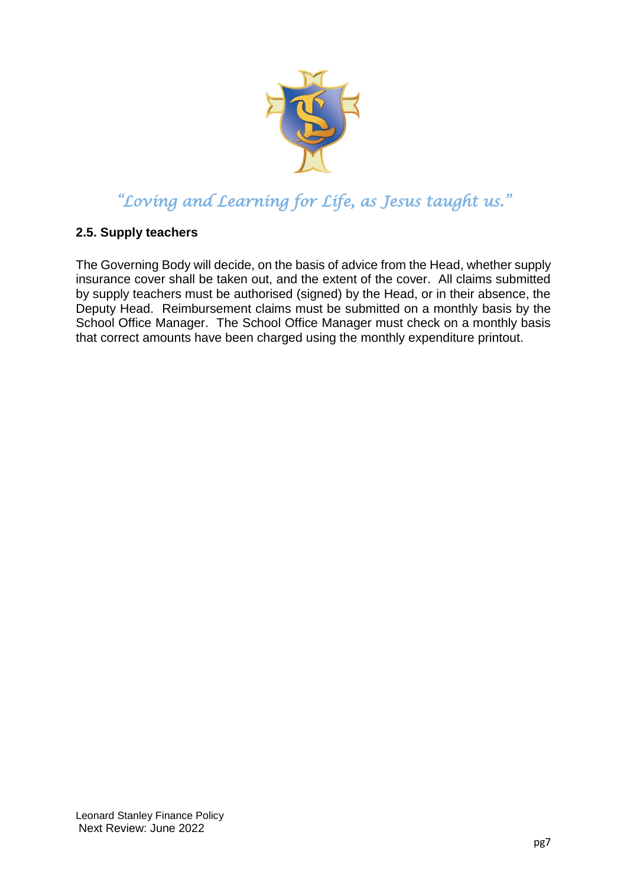## 2.5. Supply teachers

The Governing Body will decide, on the basis of advice from the Head, whether supply insurance cover shall be taken out, and the extent of the cover. All claims submitted by supply teachers must be authorised (signed) by the Head, or in their absence, the Deputy Head. Reimbursement claims must be submitted on a monthly basis by the School Office Manager. The School Office Manager must check on a monthly basis that correct amounts have been charged using the monthly expenditure printout.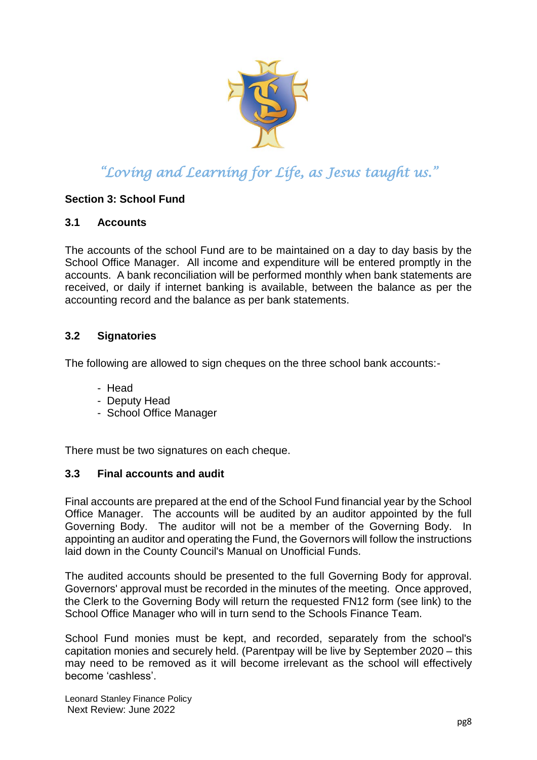*"Loving and Learning for Life, as Jesus taught us."*

**Section 3: School Fund**

### 3.1 Accounts

The accounts of the school Fund are to be maintained on a day to day basis by the School Office Manager. All income and expenditure will be entered promptly in the accounts. A bank reconciliation will be performed monthly when bank statements are received, or daily if internet banking is available, between the balance as per the accounting record and the balance as per bank statements.

### 3.2 Signatories

The following are allowed to sign cheques on the three school bank accounts:-

- Head
- Deputy Head
- School Office Manager

There must be two signatures on each cheque.

### 3.3 Final accounts and audit

Final accounts are prepared at the end of the School Fund financial year by the School Office Manager. The accounts will be audited by an auditor appointed by the full Governing Body. The auditor will not be a member of the Governing Body. In appointing an auditor and operating the Fund, the Governors will follow the instructions laid down in the County Council's Manual on Unofficial Funds.

The audited accounts should be presented to the full Governing Body for approval. Governors' approval must be recorded in the minutes of the meeting. Once approved, the Clerk to the Governing Body will return the requested FN12 form (see link) to the School Office Manager who will in turn send to the Schools Finance Team.

School Fund monies must be kept, and recorded, separately from the school's capitation monies and securely held. (Parentpay will be live by September 2020 – this may need to be removed as it will become irrelevant as the school will effectively become 'cashless'.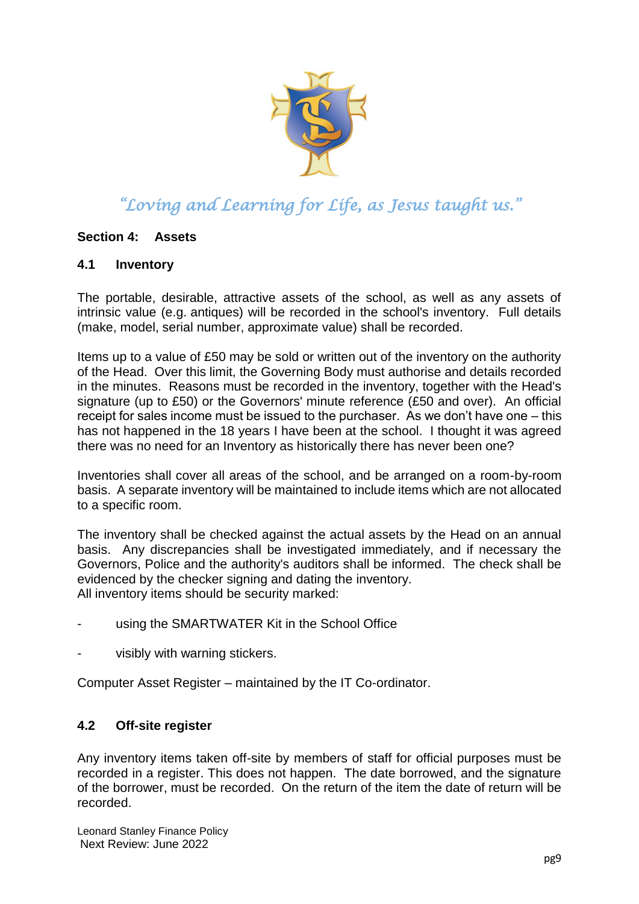*"Loving and Learning for Life, as Jesus taught us."*

## Section 4: Assets

### 4.1 Inventory

The portable, desirable, attractive assets of the school, as well as any assets of intrinsic value (e.g. antiques) will be recorded in the school's inventory. Full details (make, model, serial number, approximate value) shall be recorded.

Items up to a value of £50 may be sold or written out of the inventory on the authority of the Head. Over this limit, the Governing Body must authorise and details recorded in the minutes. Reasons must be recorded in the inventory, together with the Head's signature (up to £50) or the Governors' minute reference (£50 and over). An official receipt for sales income must be issued to the purchaser. As we don't have one – this has not happened in the 18 years I have been at the school. I thought it was agreed there was no need for an Inventory as historically there has never been one?

Inventories shall cover all areas of the school, and be arranged on a room-by-room basis. A separate inventory will be maintained to include items which are not allocated to a specific room.

The inventory shall be checked against the actual assets by the Head on an annual basis. Any discrepancies shall be investigated immediately, and if necessary the Governors, Police and the authority's auditors shall be informed. The check shall be evidenced by the checker signing and dating the inventory.
All inventory items should be security marked:

- using the SMARTWATER Kit in the School Office
- visibly with warning stickers.

Computer Asset Register – maintained by the IT Co-ordinator.

### 4.2 Off-site register

Any inventory items taken off-site by members of staff for official purposes must be recorded in a register. This does not happen. The date borrowed, and the signature of the borrower, must be recorded. On the return of the item the date of return will be recorded.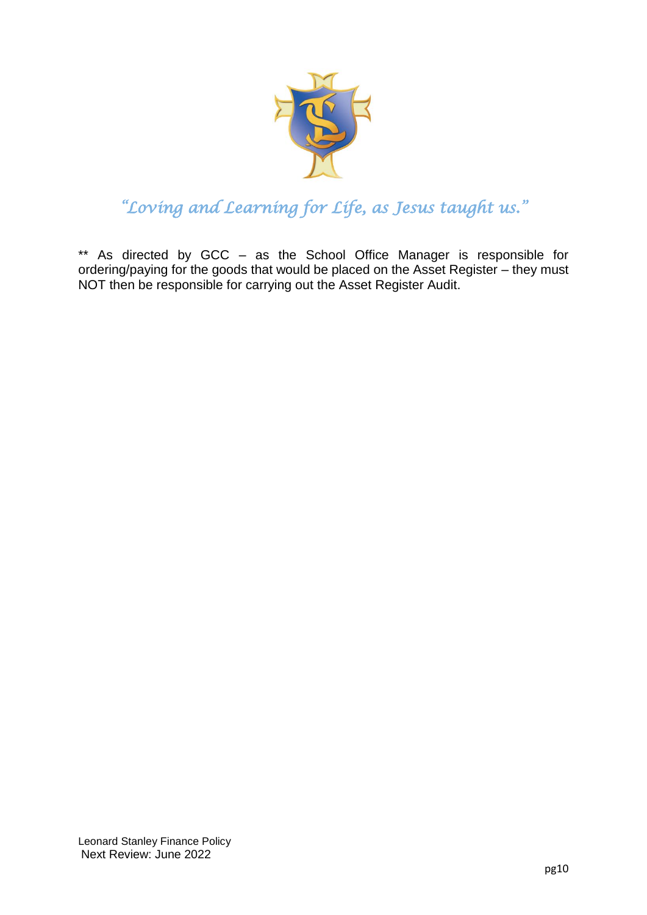*"Loving and Learning for Life, as Jesus taught us."*

** As directed by GCC – as the School Office Manager is responsible for ordering/paying for the goods that would be placed on the Asset Register – they must NOT then be responsible for carrying out the Asset Register Audit.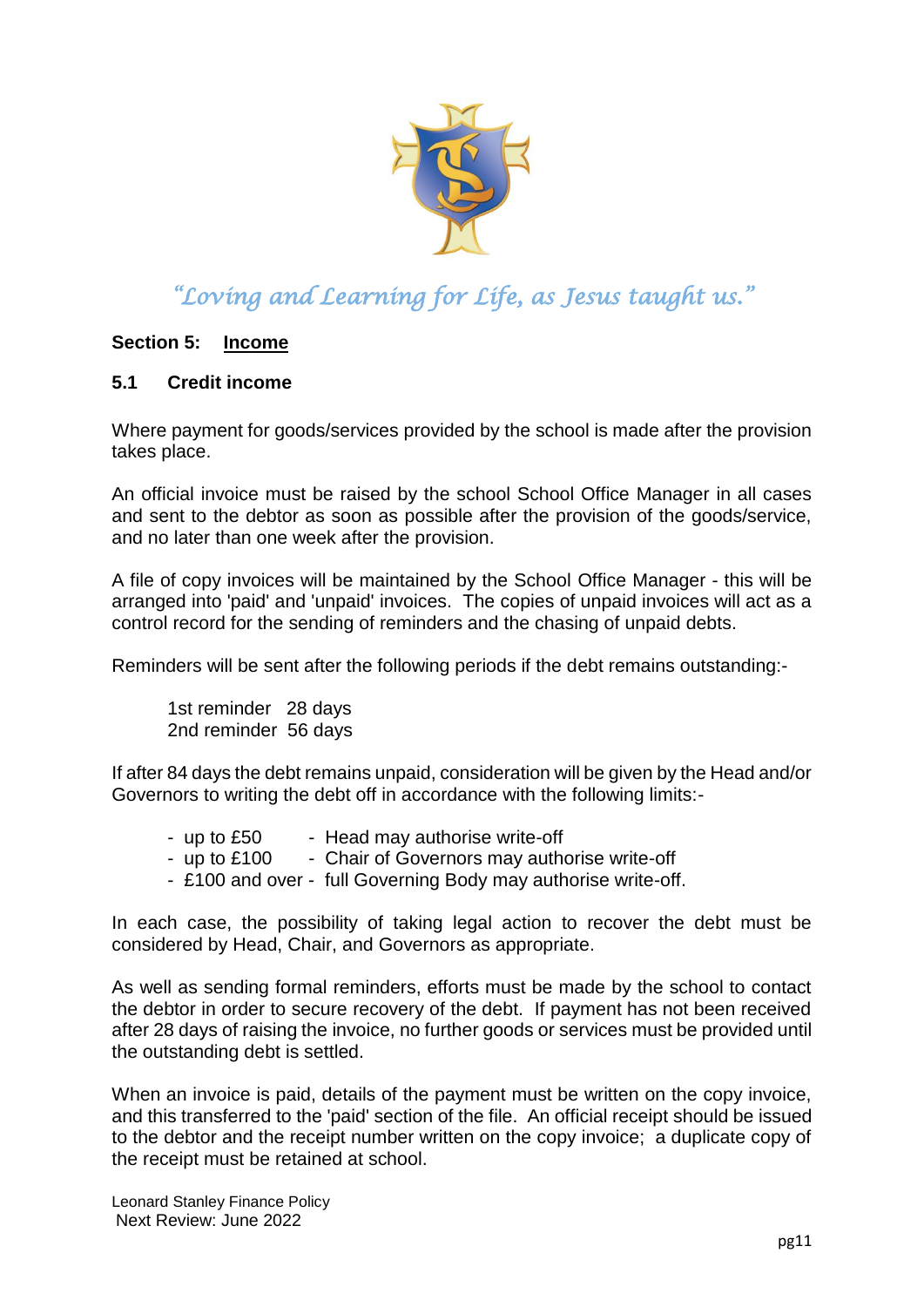*"Loving and Learning for Life, as Jesus taught us."*

## Section 5: <u>Income</u>

### 5.1 Credit income

Where payment for goods/services provided by the school is made after the provision takes place.

An official invoice must be raised by the school School Office Manager in all cases and sent to the debtor as soon as possible after the provision of the goods/service, and no later than one week after the provision.

A file of copy invoices will be maintained by the School Office Manager - this will be arranged into 'paid' and 'unpaid' invoices. The copies of unpaid invoices will act as a control record for the sending of reminders and the chasing of unpaid debts.

Reminders will be sent after the following periods if the debt remains outstanding:-

1st reminder 28 days
2nd reminder 56 days

If after 84 days the debt remains unpaid, consideration will be given by the Head and/or Governors to writing the debt off in accordance with the following limits:-

- up to £50 - Head may authorise write-off
- up to £100 - Chair of Governors may authorise write-off
- £100 and over - full Governing Body may authorise write-off.

In each case, the possibility of taking legal action to recover the debt must be considered by Head, Chair, and Governors as appropriate.

As well as sending formal reminders, efforts must be made by the school to contact the debtor in order to secure recovery of the debt. If payment has not been received after 28 days of raising the invoice, no further goods or services must be provided until the outstanding debt is settled.

When an invoice is paid, details of the payment must be written on the copy invoice, and this transferred to the 'paid' section of the file. An official receipt should be issued to the debtor and the receipt number written on the copy invoice; a duplicate copy of the receipt must be retained at school.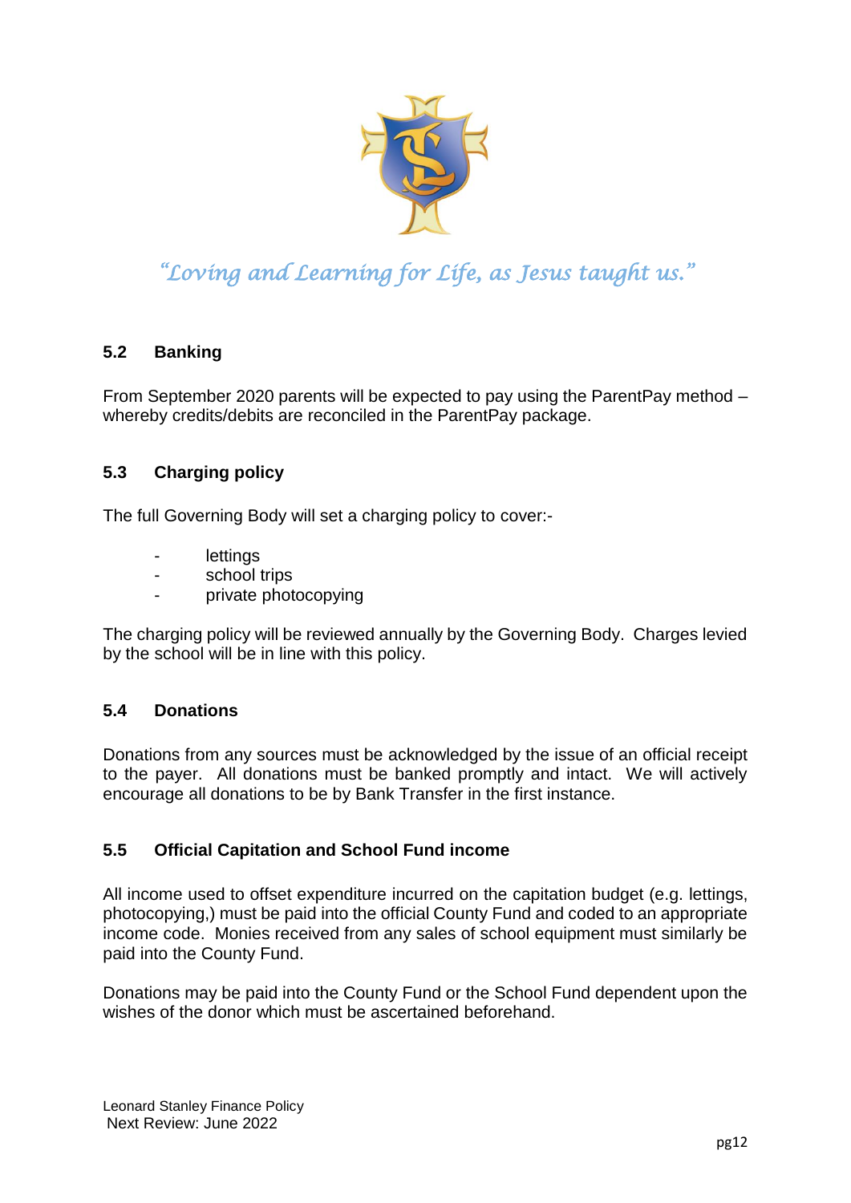*"Loving and Learning for Life, as Jesus taught us."*

### 5.2 Banking

From September 2020 parents will be expected to pay using the ParentPay method – whereby credits/debits are reconciled in the ParentPay package.

### 5.3 Charging policy

The full Governing Body will set a charging policy to cover:-

- lettings
- school trips
- private photocopying

The charging policy will be reviewed annually by the Governing Body. Charges levied by the school will be in line with this policy.

### 5.4 Donations

Donations from any sources must be acknowledged by the issue of an official receipt to the payer. All donations must be banked promptly and intact. We will actively encourage all donations to be by Bank Transfer in the first instance.

### 5.5 Official Capitation and School Fund income

All income used to offset expenditure incurred on the capitation budget (e.g. lettings, photocopying,) must be paid into the official County Fund and coded to an appropriate income code. Monies received from any sales of school equipment must similarly be paid into the County Fund.

Donations may be paid into the County Fund or the School Fund dependent upon the wishes of the donor which must be ascertained beforehand.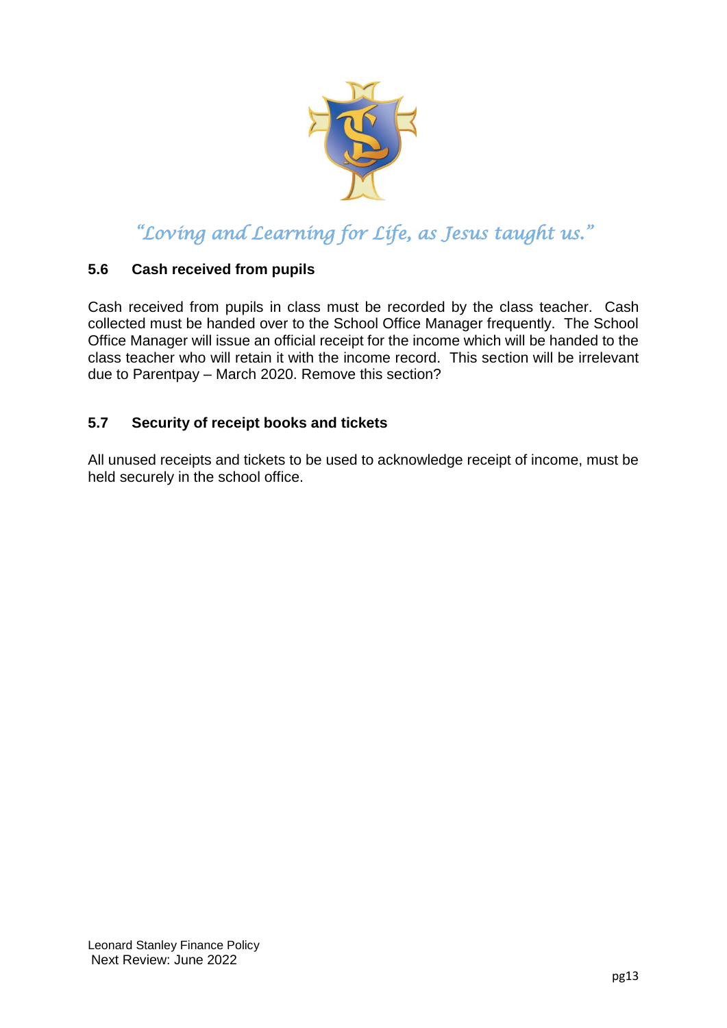*"Loving and Learning for Life, as Jesus taught us."*

### 5.6 Cash received from pupils

Cash received from pupils in class must be recorded by the class teacher. Cash collected must be handed over to the School Office Manager frequently. The School Office Manager will issue an official receipt for the income which will be handed to the class teacher who will retain it with the income record. This section will be irrelevant due to Parentpay – March 2020. Remove this section?

### 5.7 Security of receipt books and tickets

All unused receipts and tickets to be used to acknowledge receipt of income, must be held securely in the school office.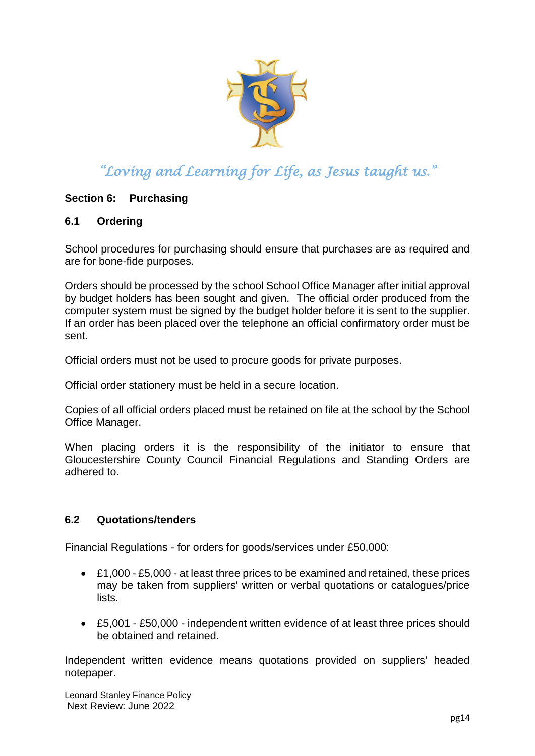*"Loving and Learning for Life, as Jesus taught us."*

## Section 6: Purchasing

### 6.1 Ordering

School procedures for purchasing should ensure that purchases are as required and are for bone-fide purposes.

Orders should be processed by the school School Office Manager after initial approval by budget holders has been sought and given. The official order produced from the computer system must be signed by the budget holder before it is sent to the supplier. If an order has been placed over the telephone an official confirmatory order must be sent.

Official orders must not be used to procure goods for private purposes.

Official order stationery must be held in a secure location.

Copies of all official orders placed must be retained on file at the school by the School Office Manager.

When placing orders it is the responsibility of the initiator to ensure that Gloucestershire County Council Financial Regulations and Standing Orders are adhered to.

### 6.2 Quotations/tenders

Financial Regulations - for orders for goods/services under £50,000:

- £1,000 - £5,000 - at least three prices to be examined and retained, these prices may be taken from suppliers' written or verbal quotations or catalogues/price lists.
- £5,001 - £50,000 - independent written evidence of at least three prices should be obtained and retained.

Independent written evidence means quotations provided on suppliers' headed notepaper.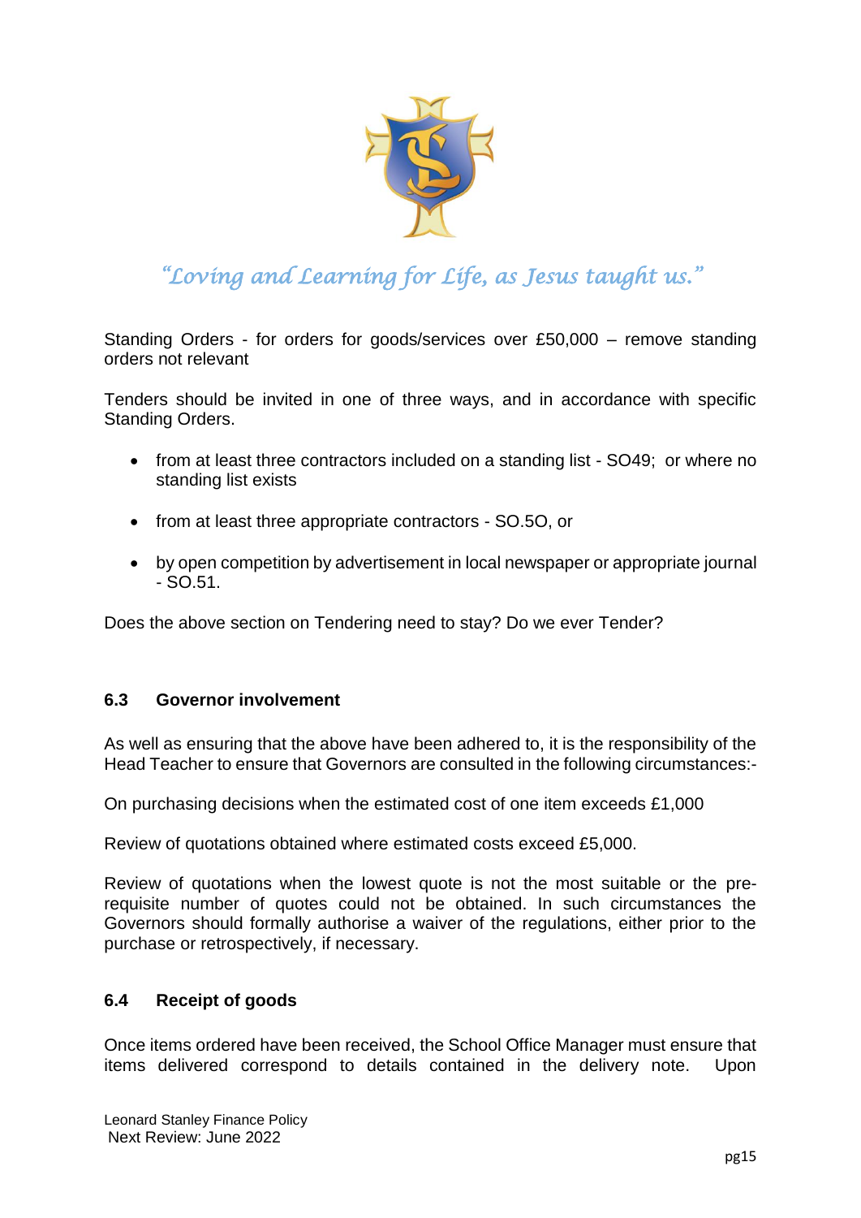Standing Orders - for orders for goods/services over £50,000 – remove standing orders not relevant

Tenders should be invited in one of three ways, and in accordance with specific Standing Orders.

- from at least three contractors included on a standing list - SO49; or where no standing list exists
- from at least three appropriate contractors - SO.5O, or
- by open competition by advertisement in local newspaper or appropriate journal - SO.51.

Does the above section on Tendering need to stay? Do we ever Tender?

### 6.3 Governor involvement

As well as ensuring that the above have been adhered to, it is the responsibility of the Head Teacher to ensure that Governors are consulted in the following circumstances:-

On purchasing decisions when the estimated cost of one item exceeds £1,000

Review of quotations obtained where estimated costs exceed £5,000.

Review of quotations when the lowest quote is not the most suitable or the pre-requisite number of quotes could not be obtained. In such circumstances the Governors should formally authorise a waiver of the regulations, either prior to the purchase or retrospectively, if necessary.

### 6.4 Receipt of goods

Once items ordered have been received, the School Office Manager must ensure that items delivered correspond to details contained in the delivery note. Upon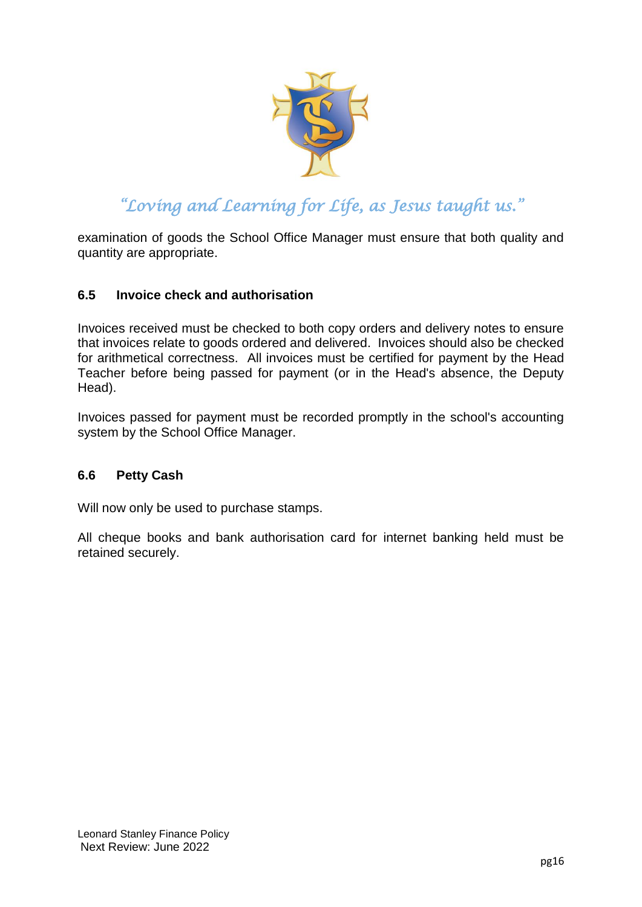examination of goods the School Office Manager must ensure that both quality and quantity are appropriate.

### 6.5 Invoice check and authorisation

Invoices received must be checked to both copy orders and delivery notes to ensure that invoices relate to goods ordered and delivered. Invoices should also be checked for arithmetical correctness. All invoices must be certified for payment by the Head Teacher before being passed for payment (or in the Head's absence, the Deputy Head).

Invoices passed for payment must be recorded promptly in the school's accounting system by the School Office Manager.

### 6.6 Petty Cash

Will now only be used to purchase stamps.

All cheque books and bank authorisation card for internet banking held must be retained securely.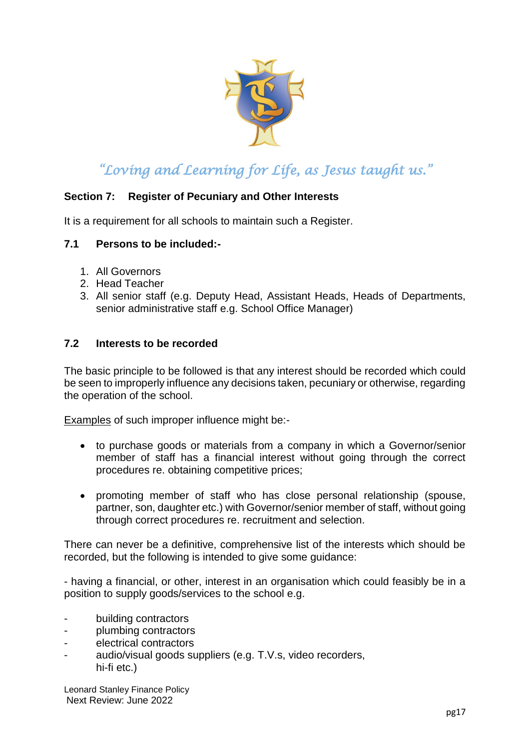*"Loving and Learning for Life, as Jesus taught us."*

## Section 7: Register of Pecuniary and Other Interests

It is a requirement for all schools to maintain such a Register.

### 7.1 Persons to be included:-

1. All Governors
2. Head Teacher
3. All senior staff (e.g. Deputy Head, Assistant Heads, Heads of Departments, senior administrative staff e.g. School Office Manager)

### 7.2 Interests to be recorded

The basic principle to be followed is that any interest should be recorded which could be seen to improperly influence any decisions taken, pecuniary or otherwise, regarding the operation of the school.

<u>Examples</u> of such improper influence might be:-

- to purchase goods or materials from a company in which a Governor/senior member of staff has a financial interest without going through the correct procedures re. obtaining competitive prices;

- promoting member of staff who has close personal relationship (spouse, partner, son, daughter etc.) with Governor/senior member of staff, without going through correct procedures re. recruitment and selection.

There can never be a definitive, comprehensive list of the interests which should be recorded, but the following is intended to give some guidance:

- having a financial, or other, interest in an organisation which could feasibly be in a position to supply goods/services to the school e.g.

- building contractors
- plumbing contractors
- electrical contractors
- audio/visual goods suppliers (e.g. T.V.s, video recorders, hi-fi etc.)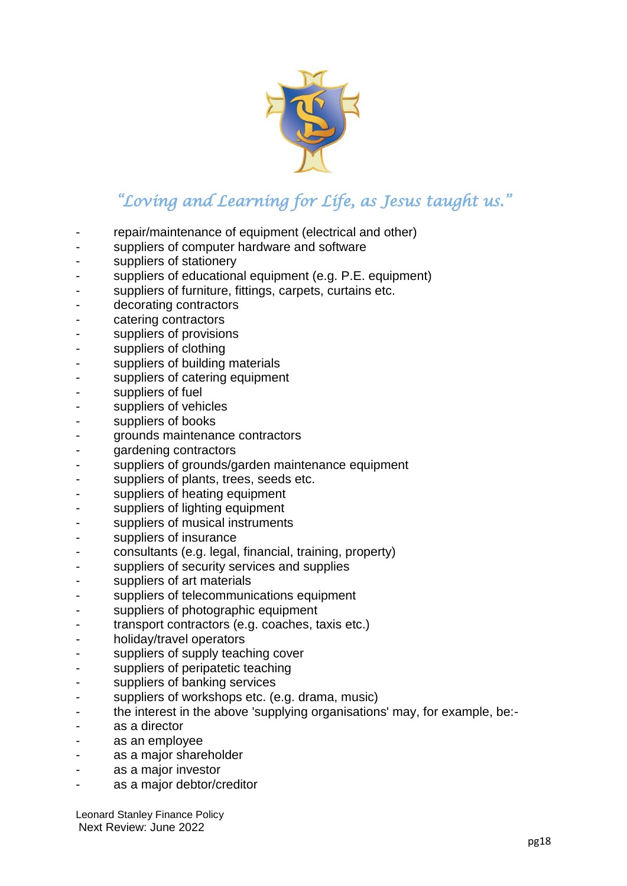- repair/maintenance of equipment (electrical and other)
- suppliers of computer hardware and software
- suppliers of stationery
- suppliers of educational equipment (e.g. P.E. equipment)
- suppliers of furniture, fittings, carpets, curtains etc.
- decorating contractors
- catering contractors
- suppliers of provisions
- suppliers of clothing
- suppliers of building materials
- suppliers of catering equipment
- suppliers of fuel
- suppliers of vehicles
- suppliers of books
- grounds maintenance contractors
- gardening contractors
- suppliers of grounds/garden maintenance equipment
- suppliers of plants, trees, seeds etc.
- suppliers of heating equipment
- suppliers of lighting equipment
- suppliers of musical instruments
- suppliers of insurance
- consultants (e.g. legal, financial, training, property)
- suppliers of security services and supplies
- suppliers of art materials
- suppliers of telecommunications equipment
- suppliers of photographic equipment
- transport contractors (e.g. coaches, taxis etc.)
- holiday/travel operators
- suppliers of supply teaching cover
- suppliers of peripatetic teaching
- suppliers of banking services
- suppliers of workshops etc. (e.g. drama, music)
- the interest in the above 'supplying organisations' may, for example, be:-
- as a director
- as an employee
- as a major shareholder
- as a major investor
- as a major debtor/creditor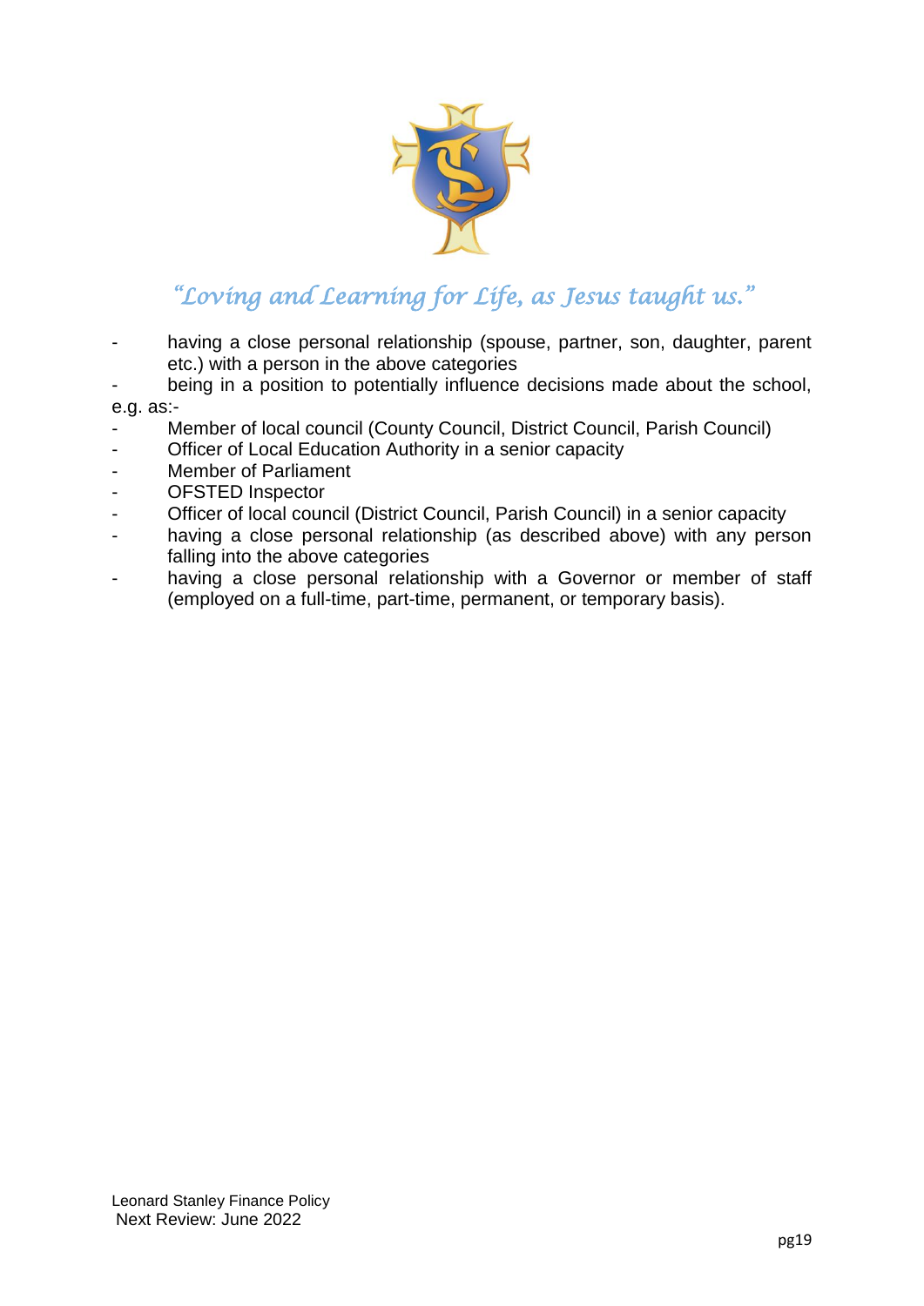- having a close personal relationship (spouse, partner, son, daughter, parent etc.) with a person in the above categories
- being in a position to potentially influence decisions made about the school, e.g. as:-
- Member of local council (County Council, District Council, Parish Council)
- Officer of Local Education Authority in a senior capacity
- Member of Parliament
- OFSTED Inspector
- Officer of local council (District Council, Parish Council) in a senior capacity
- having a close personal relationship (as described above) with any person falling into the above categories
- having a close personal relationship with a Governor or member of staff (employed on a full-time, part-time, permanent, or temporary basis).